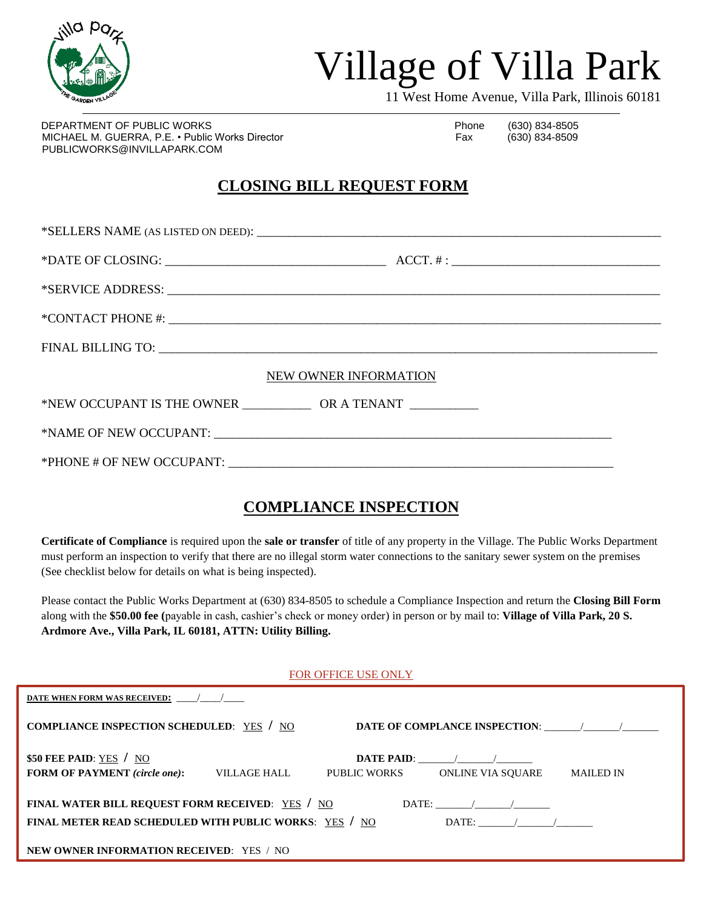# Village of Villa Park

11 West Home Avenue, Villa Park, Illinois 60181

DEPARTMENT OF PUBLIC WORKS
MICHAEL M. GUERRA, P.E. • Public Works Director
PUBLICWORKS@INVILLAPARK.COM

Phone (630) 834-8505
Fax (630) 834-8509

## CLOSING BILL REQUEST FORM

*SELLERS NAME (AS LISTED ON DEED): ______________________________

*DATE OF CLOSING: ______________________ ACCT. # : ______________________

*SERVICE ADDRESS: ______________________________

*CONTACT PHONE #: ______________________________

FINAL BILLING TO: ______________________________

NEW OWNER INFORMATION

*NEW OCCUPANT IS THE OWNER __________ OR A TENANT __________

*NAME OF NEW OCCUPANT: ______________________________

*PHONE # OF NEW OCCUPANT: ______________________________

## COMPLIANCE INSPECTION

**Certificate of Compliance** is required upon the **sale or transfer** of title of any property in the Village. The Public Works Department must perform an inspection to verify that there are no illegal storm water connections to the sanitary sewer system on the premises (See checklist below for details on what is being inspected).

Please contact the Public Works Department at (630) 834-8505 to schedule a Compliance Inspection and return the **Closing Bill Form** along with the **$50.00 fee (**payable in cash, cashier's check or money order) in person or by mail to: **Village of Villa Park, 20 S. Ardmore Ave., Villa Park, IL 60181, ATTN: Utility Billing.**

FOR OFFICE USE ONLY

**DATE WHEN FORM WAS RECEIVED:** ____/____/____

**COMPLIANCE INSPECTION SCHEDULED**: YES / NO  **DATE OF COMPLANCE INSPECTION**: ______/______/______

**$50 FEE PAID**: YES / NO  **DATE PAID**: ______/______/______

**FORM OF PAYMENT** ***(circle one)*****:** VILLAGE HALL  PUBLIC WORKS  ONLINE VIA SQUARE  MAILED IN

**FINAL WATER BILL REQUEST FORM RECEIVED**: YES / NO  DATE: ______/______/______

**FINAL METER READ SCHEDULED WITH PUBLIC WORKS**: YES / NO  DATE: ______/______/______

**NEW OWNER INFORMATION RECEIVED**: YES / NO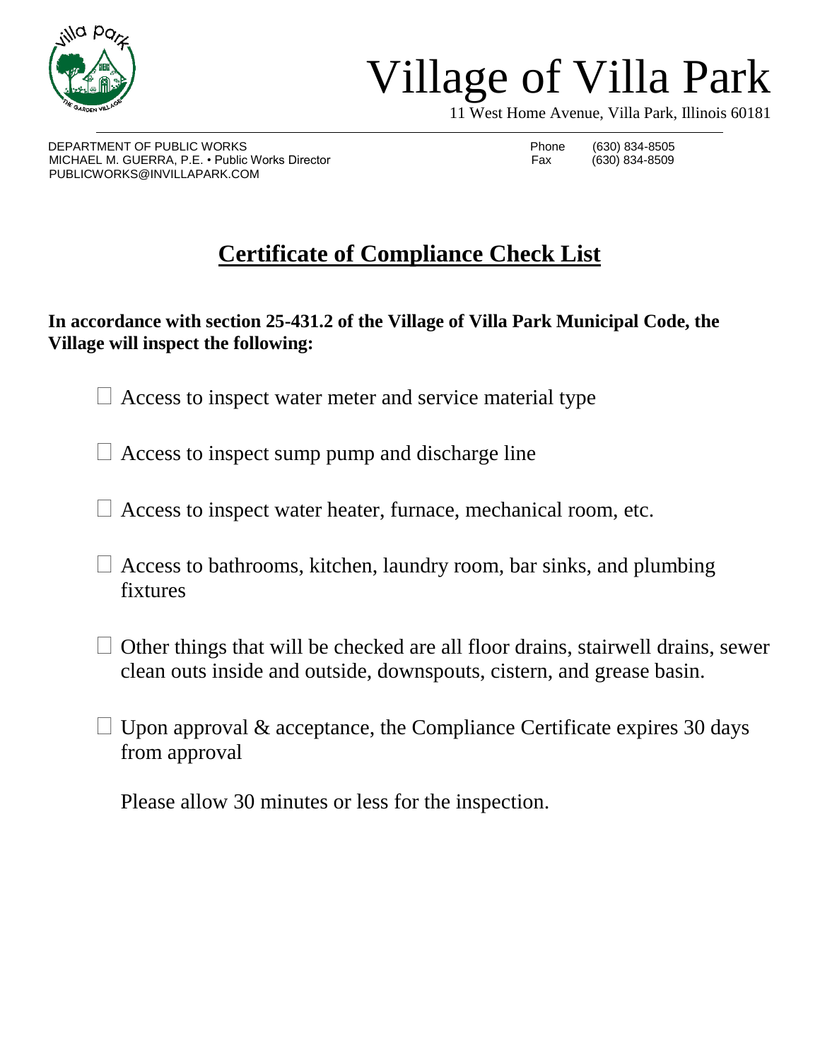# Village of Villa Park

11 West Home Avenue, Villa Park, Illinois 60181

DEPARTMENT OF PUBLIC WORKS
MICHAEL M. GUERRA, P.E. • Public Works Director
PUBLICWORKS@INVILLAPARK.COM

Phone (630) 834-8505
Fax (630) 834-8509

## Certificate of Compliance Check List

**In accordance with section 25-431.2 of the Village of Villa Park Municipal Code, the Village will inspect the following:**

- ☐ Access to inspect water meter and service material type
- ☐ Access to inspect sump pump and discharge line
- ☐ Access to inspect water heater, furnace, mechanical room, etc.
- ☐ Access to bathrooms, kitchen, laundry room, bar sinks, and plumbing fixtures
- ☐ Other things that will be checked are all floor drains, stairwell drains, sewer clean outs inside and outside, downspouts, cistern, and grease basin.
- ☐ Upon approval & acceptance, the Compliance Certificate expires 30 days from approval

Please allow 30 minutes or less for the inspection.